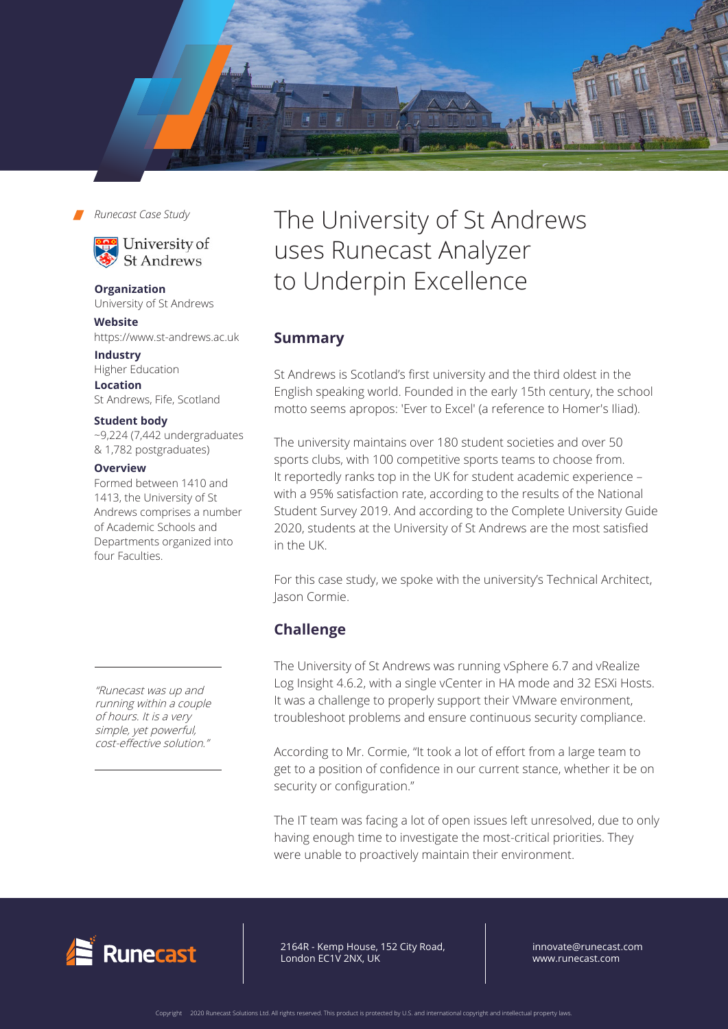*Runecast Case Study*

University of St Andrews

**Organization**
University of St Andrews

**Website**
https://www.st-andrews.ac.uk

**Industry**
Higher Education

**Location**
St Andrews, Fife, Scotland

**Student body**
~9,224 (7,442 undergraduates & 1,782 postgraduates)

**Overview**
Formed between 1410 and 1413, the University of St Andrews comprises a number of Academic Schools and Departments organized into four Faculties.

*"Runecast was up and running within a couple of hours. It is a very simple, yet powerful, cost-effective solution."*

# The University of St Andrews uses Runecast Analyzer to Underpin Excellence

## Summary

St Andrews is Scotland's first university and the third oldest in the English speaking world. Founded in the early 15th century, the school motto seems apropos: 'Ever to Excel' (a reference to Homer's Iliad).

The university maintains over 180 student societies and over 50 sports clubs, with 100 competitive sports teams to choose from. It reportedly ranks top in the UK for student academic experience – with a 95% satisfaction rate, according to the results of the National Student Survey 2019. And according to the Complete University Guide 2020, students at the University of St Andrews are the most satisfied in the UK.

For this case study, we spoke with the university's Technical Architect, Jason Cormie.

## Challenge

The University of St Andrews was running vSphere 6.7 and vRealize Log Insight 4.6.2, with a single vCenter in HA mode and 32 ESXi Hosts. It was a challenge to properly support their VMware environment, troubleshoot problems and ensure continuous security compliance.

According to Mr. Cormie, "It took a lot of effort from a large team to get to a position of confidence in our current stance, whether it be on security or configuration."

The IT team was facing a lot of open issues left unresolved, due to only having enough time to investigate the most-critical priorities. They were unable to proactively maintain their environment.

Runecast

2164R - Kemp House, 152 City Road, London EC1V 2NX, UK

innovate@runecast.com
www.runecast.com

Copyright 2020 Runecast Solutions Ltd. All rights reserved. This product is protected by U.S. and international copyright and intellectual property laws.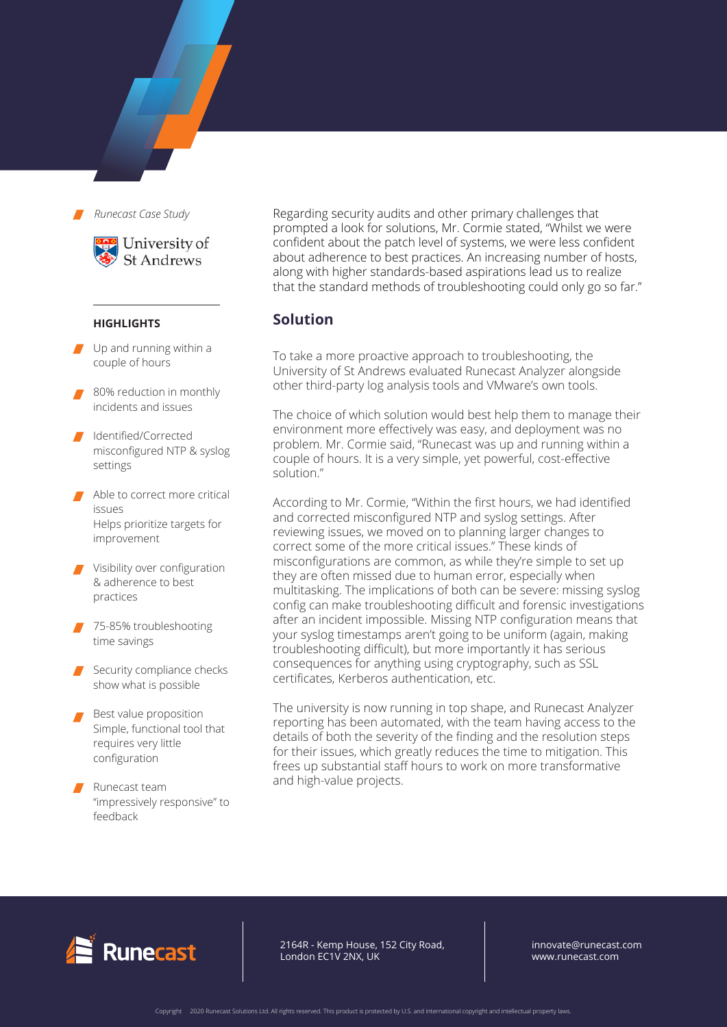*Runecast Case Study*

University of St Andrews

**HIGHLIGHTS**

- Up and running within a couple of hours
- 80% reduction in monthly incidents and issues
- Identified/Corrected misconfigured NTP & syslog settings
- Able to correct more critical issues
  Helps prioritize targets for improvement
- Visibility over configuration & adherence to best practices
- 75-85% troubleshooting time savings
- Security compliance checks show what is possible
- Best value proposition
  Simple, functional tool that requires very little configuration
- Runecast team "impressively responsive" to feedback

Regarding security audits and other primary challenges that prompted a look for solutions, Mr. Cormie stated, "Whilst we were confident about the patch level of systems, we were less confident about adherence to best practices. An increasing number of hosts, along with higher standards-based aspirations lead us to realize that the standard methods of troubleshooting could only go so far."

## Solution

To take a more proactive approach to troubleshooting, the University of St Andrews evaluated Runecast Analyzer alongside other third-party log analysis tools and VMware's own tools.

The choice of which solution would best help them to manage their environment more effectively was easy, and deployment was no problem. Mr. Cormie said, "Runecast was up and running within a couple of hours. It is a very simple, yet powerful, cost-effective solution."

According to Mr. Cormie, "Within the first hours, we had identified and corrected misconfigured NTP and syslog settings. After reviewing issues, we moved on to planning larger changes to correct some of the more critical issues." These kinds of misconfigurations are common, as while they're simple to set up they are often missed due to human error, especially when multitasking. The implications of both can be severe: missing syslog config can make troubleshooting difficult and forensic investigations after an incident impossible. Missing NTP configuration means that your syslog timestamps aren't going to be uniform (again, making troubleshooting difficult), but more importantly it has serious consequences for anything using cryptography, such as SSL certificates, Kerberos authentication, etc.

The university is now running in top shape, and Runecast Analyzer reporting has been automated, with the team having access to the details of both the severity of the finding and the resolution steps for their issues, which greatly reduces the time to mitigation. This frees up substantial staff hours to work on more transformative and high-value projects.

Runecast

2164R - Kemp House, 152 City Road, London EC1V 2NX, UK

innovate@runecast.com
www.runecast.com

Copyright 2020 Runecast Solutions Ltd. All rights reserved. This product is protected by U.S. and international copyright and intellectual property laws.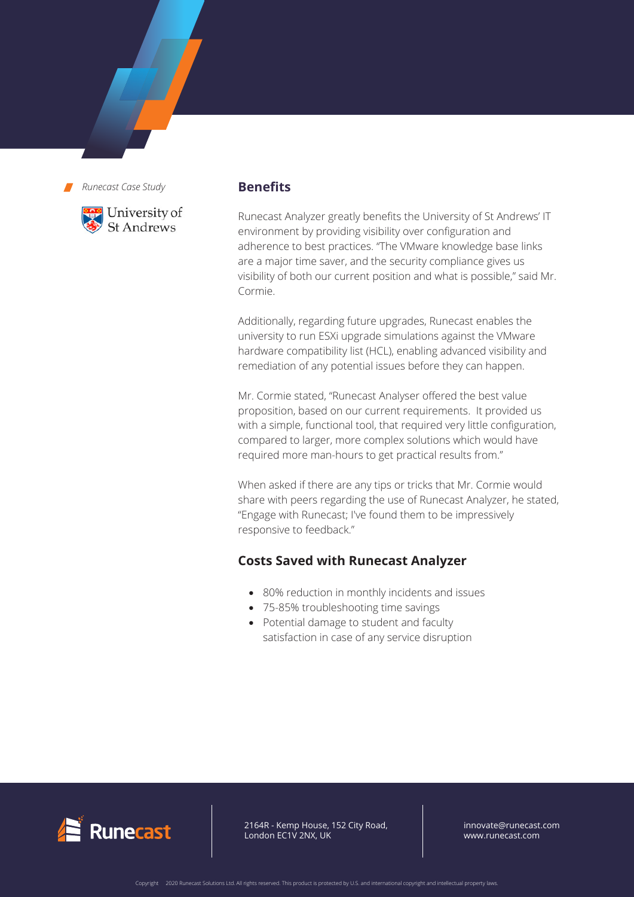*Runecast Case Study*

University of St Andrews

## Benefits

Runecast Analyzer greatly benefits the University of St Andrews' IT environment by providing visibility over configuration and adherence to best practices. "The VMware knowledge base links are a major time saver, and the security compliance gives us visibility of both our current position and what is possible," said Mr. Cormie.

Additionally, regarding future upgrades, Runecast enables the university to run ESXi upgrade simulations against the VMware hardware compatibility list (HCL), enabling advanced visibility and remediation of any potential issues before they can happen.

Mr. Cormie stated, "Runecast Analyser offered the best value proposition, based on our current requirements. It provided us with a simple, functional tool, that required very little configuration, compared to larger, more complex solutions which would have required more man-hours to get practical results from."

When asked if there are any tips or tricks that Mr. Cormie would share with peers regarding the use of Runecast Analyzer, he stated, "Engage with Runecast; I've found them to be impressively responsive to feedback."

## Costs Saved with Runecast Analyzer

- 80% reduction in monthly incidents and issues
- 75-85% troubleshooting time savings
- Potential damage to student and faculty satisfaction in case of any service disruption

Runecast

2164R - Kemp House, 152 City Road, London EC1V 2NX, UK

innovate@runecast.com
www.runecast.com

Copyright 2020 Runecast Solutions Ltd. All rights reserved. This product is protected by U.S. and international copyright and intellectual property laws.